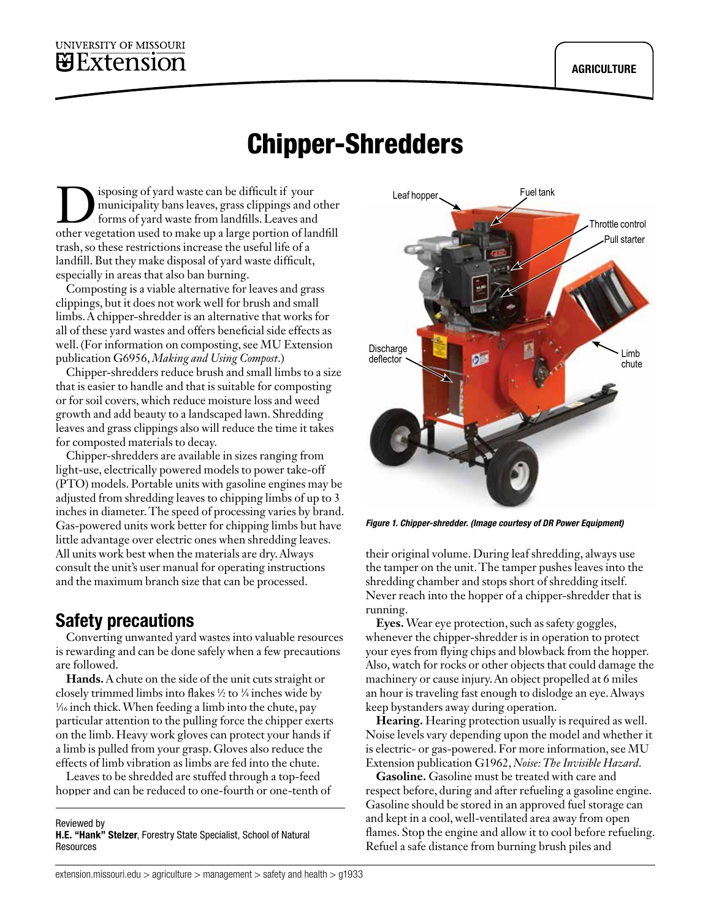# Chipper-Shredders

Disposing of yard waste can be difficult if your municipality bans leaves, grass clippings and other forms of yard waste from landfills. Leaves and other vegetation used to make up a large portion of landfill trash, so these restrictions increase the useful life of a landfill. But they make disposal of yard waste difficult, especially in areas that also ban burning.

Composting is a viable alternative for leaves and grass clippings, but it does not work well for brush and small limbs. A chipper-shredder is an alternative that works for all of these yard wastes and offers beneficial side effects as well. (For information on composting, see MU Extension publication G6956, *Making and Using Compost*.)

Chipper-shredders reduce brush and small limbs to a size that is easier to handle and that is suitable for composting or for soil covers, which reduce moisture loss and weed growth and add beauty to a landscaped lawn. Shredding leaves and grass clippings also will reduce the time it takes for composted materials to decay.

Chipper-shredders are available in sizes ranging from light-use, electrically powered models to power take-off (PTO) models. Portable units with gasoline engines may be adjusted from shredding leaves to chipping limbs of up to 3 inches in diameter. The speed of processing varies by brand. Gas-powered units work better for chipping limbs but have little advantage over electric ones when shredding leaves. All units work best when the materials are dry. Always consult the unit's user manual for operating instructions and the maximum branch size that can be processed.

Leaf hopper, Fuel tank, Throttle control, Pull starter, Discharge deflector, Limb chute

*Figure 1. Chipper-shredder. (Image courtesy of DR Power Equipment)*

## Safety precautions

Converting unwanted yard wastes into valuable resources is rewarding and can be done safely when a few precautions are followed.

**Hands.** A chute on the side of the unit cuts straight or closely trimmed limbs into flakes ½ to ¾ inches wide by 1⁄16 inch thick. When feeding a limb into the chute, pay particular attention to the pulling force the chipper exerts on the limb. Heavy work gloves can protect your hands if a limb is pulled from your grasp. Gloves also reduce the effects of limb vibration as limbs are fed into the chute.

Leaves to be shredded are stuffed through a top-feed hopper and can be reduced to one-fourth or one-tenth of their original volume. During leaf shredding, always use the tamper on the unit. The tamper pushes leaves into the shredding chamber and stops short of shredding itself. Never reach into the hopper of a chipper-shredder that is running.

**Eyes.** Wear eye protection, such as safety goggles, whenever the chipper-shredder is in operation to protect your eyes from flying chips and blowback from the hopper. Also, watch for rocks or other objects that could damage the machinery or cause injury. An object propelled at 6 miles an hour is traveling fast enough to dislodge an eye. Always keep bystanders away during operation.

**Hearing.** Hearing protection usually is required as well. Noise levels vary depending upon the model and whether it is electric- or gas-powered. For more information, see MU Extension publication G1962, *Noise: The Invisible Hazard*.

**Gasoline.** Gasoline must be treated with care and respect before, during and after refueling a gasoline engine. Gasoline should be stored in an approved fuel storage can and kept in a cool, well-ventilated area away from open flames. Stop the engine and allow it to cool before refueling. Refuel a safe distance from burning brush piles and

Reviewed by
**H.E. "Hank" Stelzer**, Forestry State Specialist, School of Natural Resources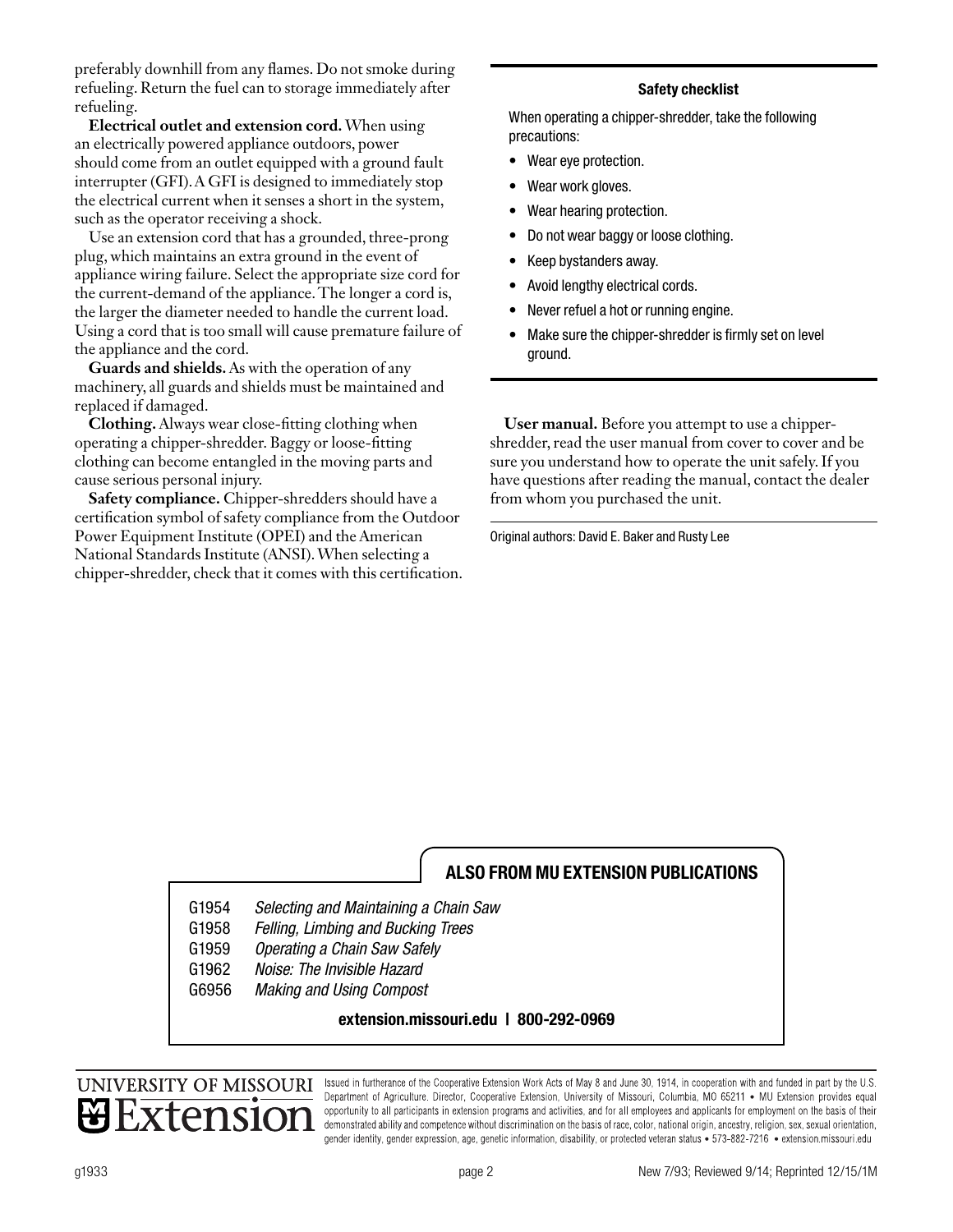preferably downhill from any flames. Do not smoke during refueling. Return the fuel can to storage immediately after refueling.

**Electrical outlet and extension cord.** When using an electrically powered appliance outdoors, power should come from an outlet equipped with a ground fault interrupter (GFI). A GFI is designed to immediately stop the electrical current when it senses a short in the system, such as the operator receiving a shock.

Use an extension cord that has a grounded, three-prong plug, which maintains an extra ground in the event of appliance wiring failure. Select the appropriate size cord for the current-demand of the appliance. The longer a cord is, the larger the diameter needed to handle the current load. Using a cord that is too small will cause premature failure of the appliance and the cord.

**Guards and shields.** As with the operation of any machinery, all guards and shields must be maintained and replaced if damaged.

**Clothing.** Always wear close-fitting clothing when operating a chipper-shredder. Baggy or loose-fitting clothing can become entangled in the moving parts and cause serious personal injury.

**Safety compliance.** Chipper-shredders should have a certification symbol of safety compliance from the Outdoor Power Equipment Institute (OPEI) and the American National Standards Institute (ANSI). When selecting a chipper-shredder, check that it comes with this certification.

### Safety checklist

When operating a chipper-shredder, take the following precautions:

- Wear eye protection.
- Wear work gloves.
- Wear hearing protection.
- Do not wear baggy or loose clothing.
- Keep bystanders away.
- Avoid lengthy electrical cords.
- Never refuel a hot or running engine.
- Make sure the chipper-shredder is firmly set on level ground.

**User manual.** Before you attempt to use a chipper-shredder, read the user manual from cover to cover and be sure you understand how to operate the unit safely. If you have questions after reading the manual, contact the dealer from whom you purchased the unit.

Original authors: David E. Baker and Rusty Lee

## ALSO FROM MU EXTENSION PUBLICATIONS

G1954 *Selecting and Maintaining a Chain Saw*
G1958 *Felling, Limbing and Bucking Trees*
G1959 *Operating a Chain Saw Safely*
G1962 *Noise: The Invisible Hazard*
G6956 *Making and Using Compost*

**extension.missouri.edu | 800-292-0969**

UNIVERSITY OF MISSOURI Extension

Issued in furtherance of the Cooperative Extension Work Acts of May 8 and June 30, 1914, in cooperation with and funded in part by the U.S. Department of Agriculture. Director, Cooperative Extension, University of Missouri, Columbia, MO 65211 • MU Extension provides equal opportunity to all participants in extension programs and activities, and for all employees and applicants for employment on the basis of their demonstrated ability and competence without discrimination on the basis of race, color, national origin, ancestry, religion, sex, sexual orientation, gender identity, gender expression, age, genetic information, disability, or protected veteran status • 573-882-7216 • extension.missouri.edu

g1933 New 7/93; Reviewed 9/14; Reprinted 12/15/1M